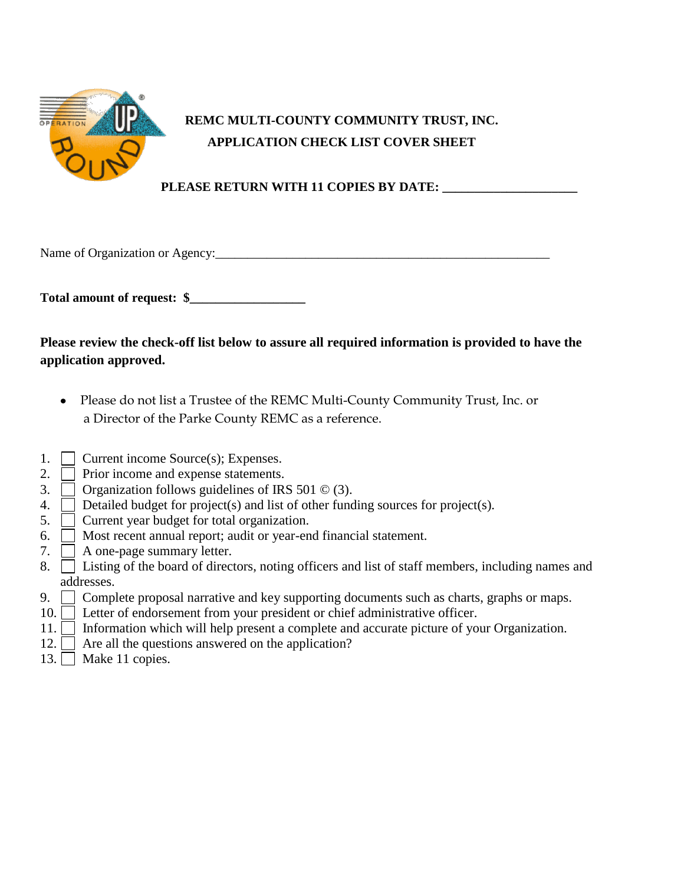**REMC MULTI-COUNTY COMMUNITY TRUST, INC.**

**APPLICATION CHECK LIST COVER SHEET**

**PLEASE RETURN WITH 11 COPIES BY DATE: ____________________**

Name of Organization or Agency:_______________________________________________

**Total amount of request: $_________________**

**Please review the check-off list below to assure all required information is provided to have the application approved.**

- Please do not list a Trustee of the REMC Multi-County Community Trust, Inc. or a Director of the Parke County REMC as a reference.

1. ☐ Current income Source(s); Expenses.
2. ☐ Prior income and expense statements.
3. ☐ Organization follows guidelines of IRS 501 © (3).
4. ☐ Detailed budget for project(s) and list of other funding sources for project(s).
5. ☐ Current year budget for total organization.
6. ☐ Most recent annual report; audit or year-end financial statement.
7. ☐ A one-page summary letter.
8. ☐ Listing of the board of directors, noting officers and list of staff members, including names and addresses.
9. ☐ Complete proposal narrative and key supporting documents such as charts, graphs or maps.
10. ☐ Letter of endorsement from your president or chief administrative officer.
11. ☐ Information which will help present a complete and accurate picture of your Organization.
12. ☐ Are all the questions answered on the application?
13. ☐ Make 11 copies.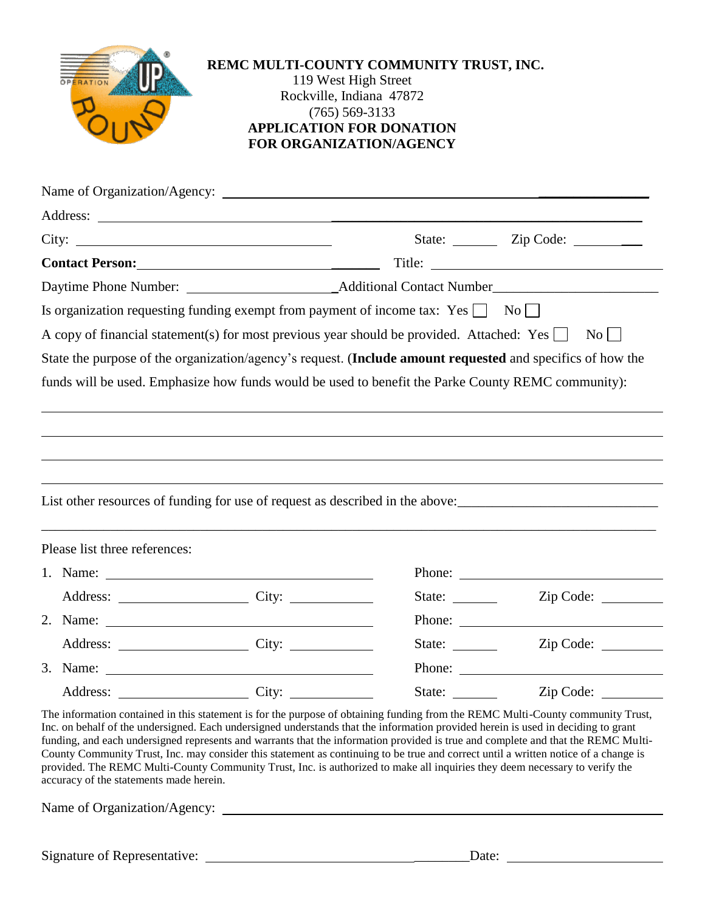**REMC MULTI-COUNTY COMMUNITY TRUST, INC.**
119 West High Street
Rockville, Indiana 47872
(765) 569-3133
**APPLICATION FOR DONATION**
**FOR ORGANIZATION/AGENCY**

Name of Organization/Agency: ______________________________________________

Address: ______________________________________________

City: ______________________ State: ________ Zip Code: __________

**Contact Person:** ______________________ Title: ______________________

Daytime Phone Number: ______________________ Additional Contact Number ______________________

Is organization requesting funding exempt from payment of income tax: Yes ☐ No ☐

A copy of financial statement(s) for most previous year should be provided. Attached: Yes ☐ No ☐

State the purpose of the organization/agency's request. (**Include amount requested** and specifics of how the funds will be used. Emphasize how funds would be used to benefit the Parke County REMC community):

______________________________________________

______________________________________________

______________________________________________

______________________________________________

List other resources of funding for use of request as described in the above: ______________________________

______________________________________________

Please list three references:

1. Name: ______________________ Phone: ______________________
   Address: ______________ City: __________ State: ________ Zip Code: __________
2. Name: ______________________ Phone: ______________________
   Address: ______________ City: __________ State: ________ Zip Code: __________
3. Name: ______________________ Phone: ______________________
   Address: ______________ City: __________ State: ________ Zip Code: __________

The information contained in this statement is for the purpose of obtaining funding from the REMC Multi-County community Trust, Inc. on behalf of the undersigned. Each undersigned understands that the information provided herein is used in deciding to grant funding, and each undersigned represents and warrants that the information provided is true and complete and that the REMC Multi-County Community Trust, Inc. may consider this statement as continuing to be true and correct until a written notice of a change is provided. The REMC Multi-County Community Trust, Inc. is authorized to make all inquiries they deem necessary to verify the accuracy of the statements made herein.

Name of Organization/Agency: ______________________________________________

Signature of Representative: ______________________________ Date: ______________________